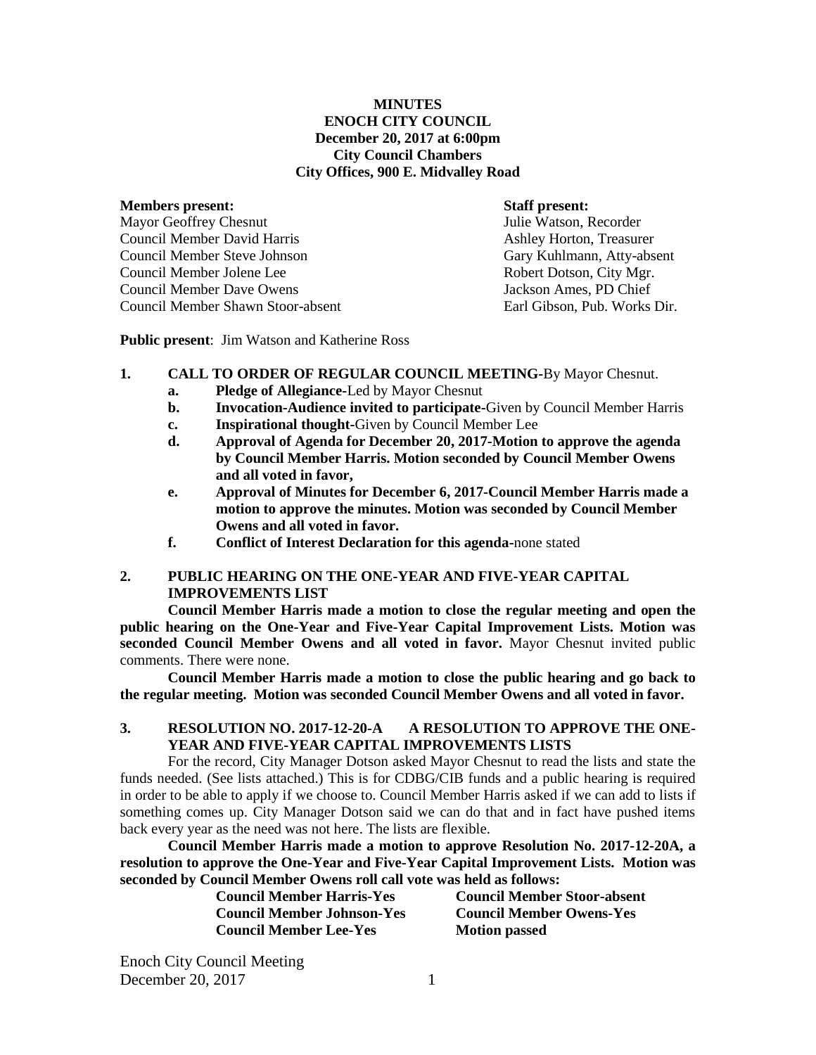**MINUTES**
**ENOCH CITY COUNCIL**
**December 20, 2017 at 6:00pm**
**City Council Chambers**
**City Offices, 900 E. Midvalley Road**

| **Members present:** | **Staff present:** |
|---|---|
| Mayor Geoffrey Chesnut | Julie Watson, Recorder |
| Council Member David Harris | Ashley Horton, Treasurer |
| Council Member Steve Johnson | Gary Kuhlmann, Atty-absent |
| Council Member Jolene Lee | Robert Dotson, City Mgr. |
| Council Member Dave Owens | Jackson Ames, PD Chief |
| Council Member Shawn Stoor-absent | Earl Gibson, Pub. Works Dir. |

**Public present**: Jim Watson and Katherine Ross

1. **CALL TO ORDER OF REGULAR COUNCIL MEETING-**By Mayor Chesnut.
   a. **Pledge of Allegiance-**Led by Mayor Chesnut
   b. **Invocation-Audience invited to participate-**Given by Council Member Harris
   c. **Inspirational thought-**Given by Council Member Lee
   d. **Approval of Agenda for December 20, 2017-Motion to approve the agenda by Council Member Harris. Motion seconded by Council Member Owens and all voted in favor,**
   e. **Approval of Minutes for December 6, 2017-Council Member Harris made a motion to approve the minutes. Motion was seconded by Council Member Owens and all voted in favor.**
   f. **Conflict of Interest Declaration for this agenda-**none stated

2. **PUBLIC HEARING ON THE ONE-YEAR AND FIVE-YEAR CAPITAL IMPROVEMENTS LIST**

**Council Member Harris made a motion to close the regular meeting and open the public hearing on the One-Year and Five-Year Capital Improvement Lists. Motion was seconded Council Member Owens and all voted in favor.** Mayor Chesnut invited public comments. There were none.

**Council Member Harris made a motion to close the public hearing and go back to the regular meeting. Motion was seconded Council Member Owens and all voted in favor.**

3. **RESOLUTION NO. 2017-12-20-A A RESOLUTION TO APPROVE THE ONE-YEAR AND FIVE-YEAR CAPITAL IMPROVEMENTS LISTS**

For the record, City Manager Dotson asked Mayor Chesnut to read the lists and state the funds needed. (See lists attached.) This is for CDBG/CIB funds and a public hearing is required in order to be able to apply if we choose to. Council Member Harris asked if we can add to lists if something comes up. City Manager Dotson said we can do that and in fact have pushed items back every year as the need was not here. The lists are flexible.

**Council Member Harris made a motion to approve Resolution No. 2017-12-20A, a resolution to approve the One-Year and Five-Year Capital Improvement Lists. Motion was seconded by Council Member Owens roll call vote was held as follows:**

| | |
|---|---|
| **Council Member Harris-Yes** | **Council Member Stoor-absent** |
| **Council Member Johnson-Yes** | **Council Member Owens-Yes** |
| **Council Member Lee-Yes** | **Motion passed** |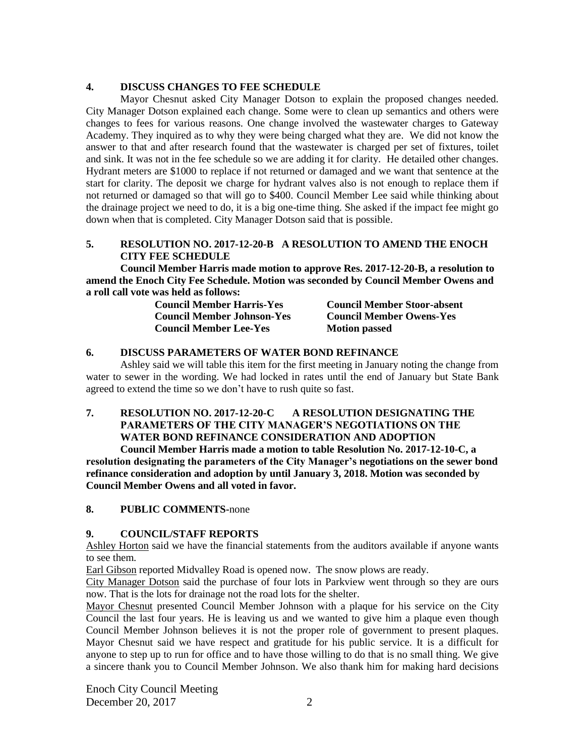## 4. DISCUSS CHANGES TO FEE SCHEDULE

Mayor Chesnut asked City Manager Dotson to explain the proposed changes needed. City Manager Dotson explained each change. Some were to clean up semantics and others were changes to fees for various reasons. One change involved the wastewater charges to Gateway Academy. They inquired as to why they were being charged what they are. We did not know the answer to that and after research found that the wastewater is charged per set of fixtures, toilet and sink. It was not in the fee schedule so we are adding it for clarity. He detailed other changes. Hydrant meters are $1000 to replace if not returned or damaged and we want that sentence at the start for clarity. The deposit we charge for hydrant valves also is not enough to replace them if not returned or damaged so that will go to $400. Council Member Lee said while thinking about the drainage project we need to do, it is a big one-time thing. She asked if the impact fee might go down when that is completed. City Manager Dotson said that is possible.

## 5. RESOLUTION NO. 2017-12-20-B A RESOLUTION TO AMEND THE ENOCH CITY FEE SCHEDULE

**Council Member Harris made motion to approve Res. 2017-12-20-B, a resolution to amend the Enoch City Fee Schedule. Motion was seconded by Council Member Owens and a roll call vote was held as follows:**

| | |
|---|---|
| **Council Member Harris-Yes** | **Council Member Stoor-absent** |
| **Council Member Johnson-Yes** | **Council Member Owens-Yes** |
| **Council Member Lee-Yes** | **Motion passed** |

## 6. DISCUSS PARAMETERS OF WATER BOND REFINANCE

Ashley said we will table this item for the first meeting in January noting the change from water to sewer in the wording. We had locked in rates until the end of January but State Bank agreed to extend the time so we don't have to rush quite so fast.

## 7. RESOLUTION NO. 2017-12-20-C A RESOLUTION DESIGNATING THE PARAMETERS OF THE CITY MANAGER'S NEGOTIATIONS ON THE WATER BOND REFINANCE CONSIDERATION AND ADOPTION

**Council Member Harris made a motion to table Resolution No. 2017-12-10-C, a resolution designating the parameters of the City Manager's negotiations on the sewer bond refinance consideration and adoption by until January 3, 2018. Motion was seconded by Council Member Owens and all voted in favor.**

## 8. PUBLIC COMMENTS-none

## 9. COUNCIL/STAFF REPORTS

Ashley Horton said we have the financial statements from the auditors available if anyone wants to see them.

Earl Gibson reported Midvalley Road is opened now. The snow plows are ready.

City Manager Dotson said the purchase of four lots in Parkview went through so they are ours now. That is the lots for drainage not the road lots for the shelter.

Mayor Chesnut presented Council Member Johnson with a plaque for his service on the City Council the last four years. He is leaving us and we wanted to give him a plaque even though Council Member Johnson believes it is not the proper role of government to present plaques. Mayor Chesnut said we have respect and gratitude for his public service. It is a difficult for anyone to step up to run for office and to have those willing to do that is no small thing. We give a sincere thank you to Council Member Johnson. We also thank him for making hard decisions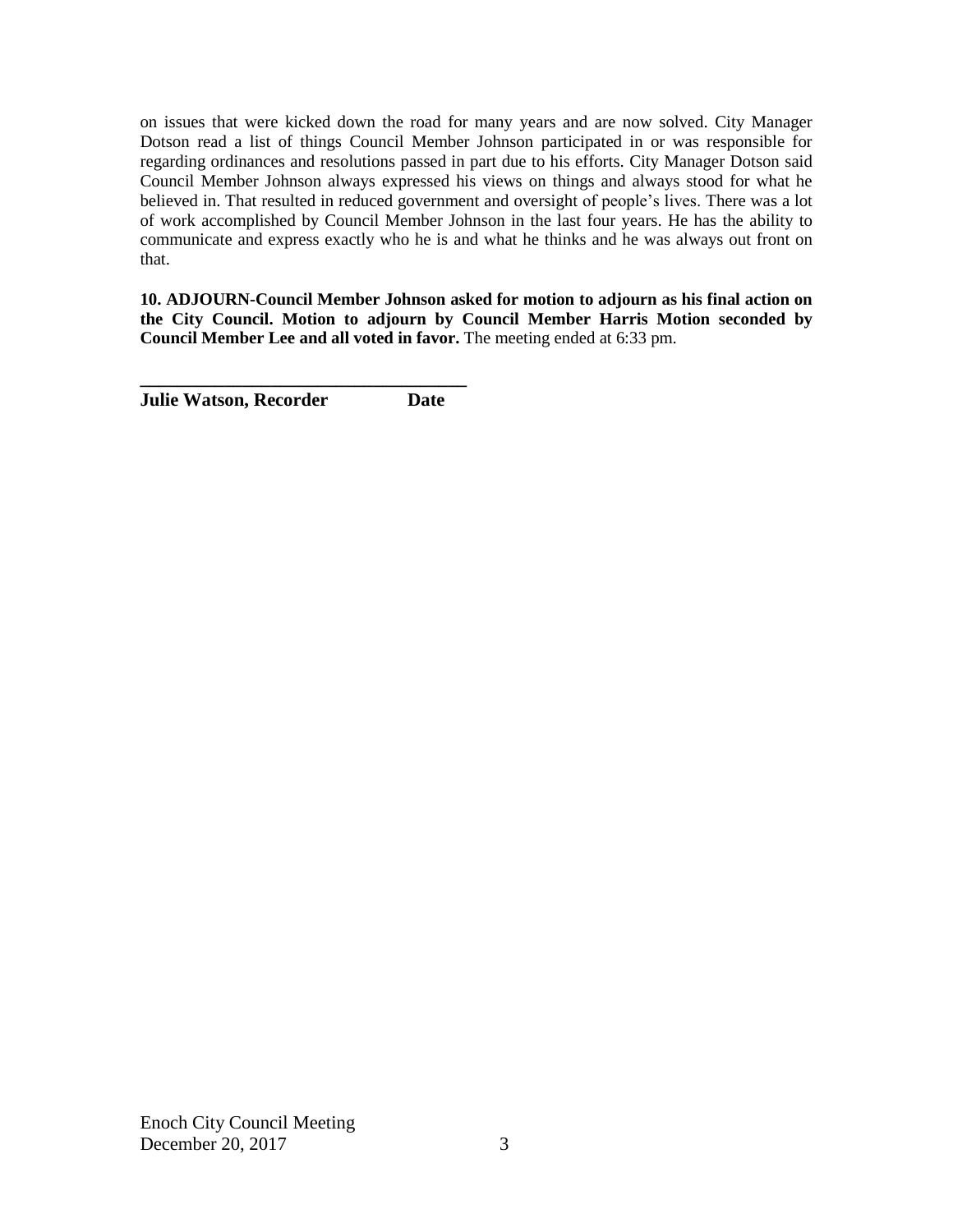on issues that were kicked down the road for many years and are now solved. City Manager Dotson read a list of things Council Member Johnson participated in or was responsible for regarding ordinances and resolutions passed in part due to his efforts. City Manager Dotson said Council Member Johnson always expressed his views on things and always stood for what he believed in. That resulted in reduced government and oversight of people's lives. There was a lot of work accomplished by Council Member Johnson in the last four years. He has the ability to communicate and express exactly who he is and what he thinks and he was always out front on that.

**10. ADJOURN-Council Member Johnson asked for motion to adjourn as his final action on the City Council. Motion to adjourn by Council Member Harris Motion seconded by Council Member Lee and all voted in favor.** The meeting ended at 6:33 pm.

**____________________________________**
**Julie Watson, Recorder Date**